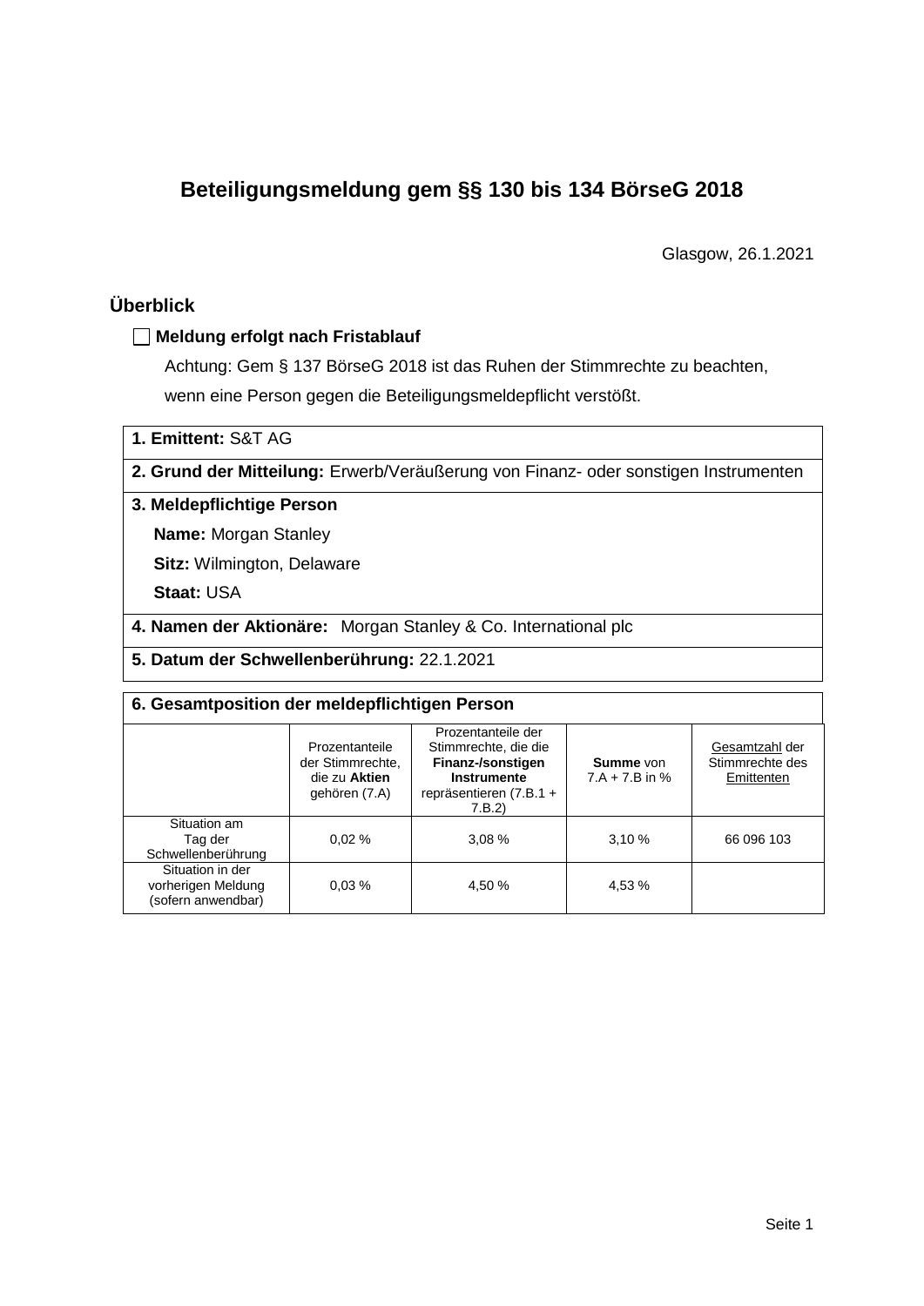# Beteiligungsmeldung gem §§ 130 bis 134 BörseG 2018

Glasgow, 26.1.2021

## Überblick

☐ **Meldung erfolgt nach Fristablauf**

Achtung: Gem § 137 BörseG 2018 ist das Ruhen der Stimmrechte zu beachten, wenn eine Person gegen die Beteiligungsmeldepflicht verstößt.

**1. Emittent:** S&T AG

**2. Grund der Mitteilung:** Erwerb/Veräußerung von Finanz- oder sonstigen Instrumenten

**3. Meldepflichtige Person**

**Name:** Morgan Stanley

**Sitz:** Wilmington, Delaware

**Staat:** USA

**4. Namen der Aktionäre:** Morgan Stanley & Co. International plc

**5. Datum der Schwellenberührung:** 22.1.2021

**6. Gesamtposition der meldepflichtigen Person**

| | Prozentanteile der Stimmrechte, die zu **Aktien** gehören (7.A) | Prozentanteile der Stimmrechte, die die **Finanz-/sonstigen Instrumente** repräsentieren (7.B.1 + 7.B.2) | **Summe** von 7.A + 7.B in % | Gesamtzahl der Stimmrechte des Emittenten |
|---|---|---|---|---|
| Situation am Tag der Schwellenberührung | 0,02 % | 3,08 % | 3,10 % | 66 096 103 |
| Situation in der vorherigen Meldung (sofern anwendbar) | 0,03 % | 4,50 % | 4,53 % | |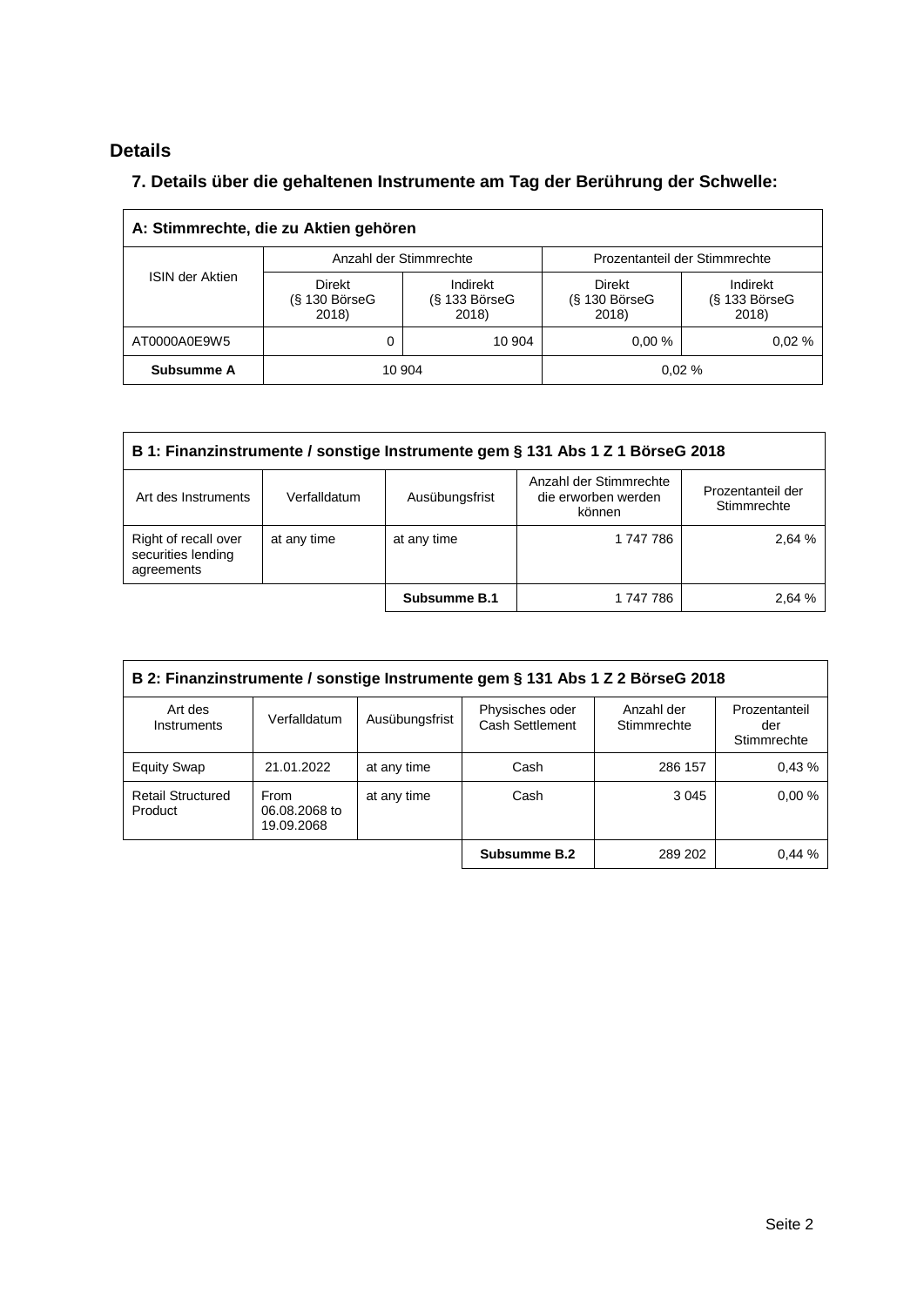## Details

### 7. Details über die gehaltenen Instrumente am Tag der Berührung der Schwelle:

| A: Stimmrechte, die zu Aktien gehören | | | | |
|---|---|---|---|---|
| ISIN der Aktien | Anzahl der Stimmrechte | | Prozentanteil der Stimmrechte | |
| | Direkt (§ 130 BörseG 2018) | Indirekt (§ 133 BörseG 2018) | Direkt (§ 130 BörseG 2018) | Indirekt (§ 133 BörseG 2018) |
| AT0000A0E9W5 | 0 | 10 904 | 0,00 % | 0,02 % |
| **Subsumme A** | 10 904 | | 0,02 % | |

| B 1: Finanzinstrumente / sonstige Instrumente gem § 131 Abs 1 Z 1 BörseG 2018 | | | | |
|---|---|---|---|---|
| Art des Instruments | Verfalldatum | Ausübungsfrist | Anzahl der Stimmrechte die erworben werden können | Prozentanteil der Stimmrechte |
| Right of recall over securities lending agreements | at any time | at any time | 1 747 786 | 2,64 % |
| | | **Subsumme B.1** | 1 747 786 | 2,64 % |

| B 2: Finanzinstrumente / sonstige Instrumente gem § 131 Abs 1 Z 2 BörseG 2018 | | | | | |
|---|---|---|---|---|---|
| Art des Instruments | Verfalldatum | Ausübungsfrist | Physisches oder Cash Settlement | Anzahl der Stimmrechte | Prozentanteil der Stimmrechte |
| Equity Swap | 21.01.2022 | at any time | Cash | 286 157 | 0,43 % |
| Retail Structured Product | From 06.08.2068 to 19.09.2068 | at any time | Cash | 3 045 | 0,00 % |
| | | | **Subsumme B.2** | 289 202 | 0,44 % |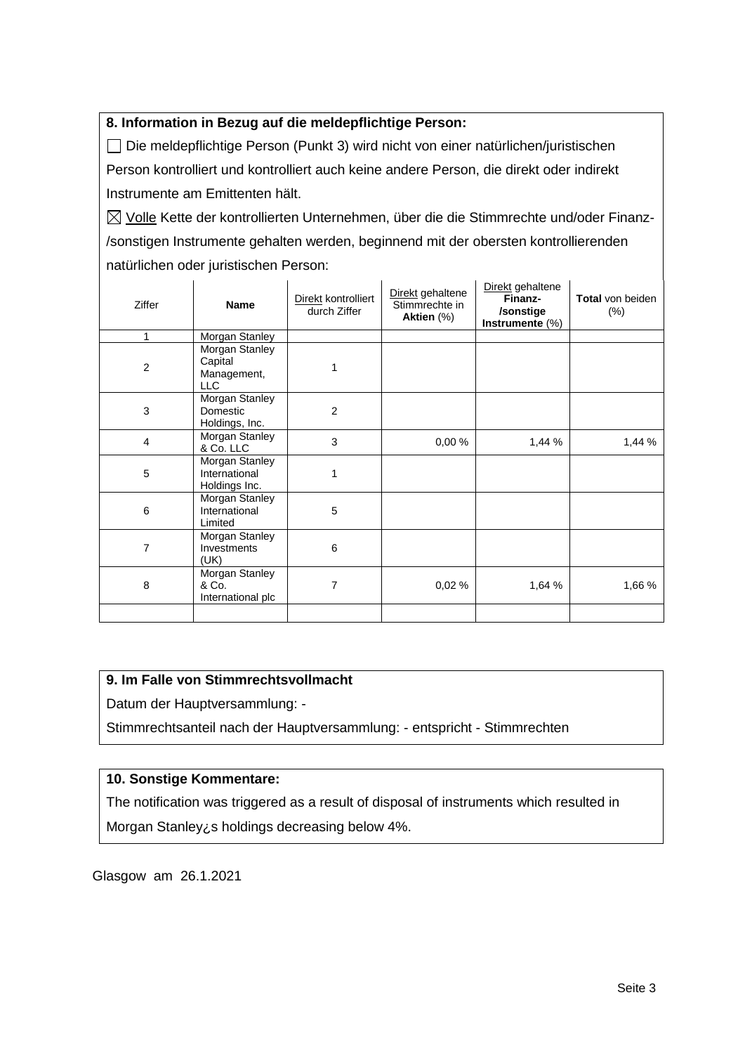**8. Information in Bezug auf die meldepflichtige Person:**

☐ Die meldepflichtige Person (Punkt 3) wird nicht von einer natürlichen/juristischen Person kontrolliert und kontrolliert auch keine andere Person, die direkt oder indirekt Instrumente am Emittenten hält.

☒ Volle Kette der kontrollierten Unternehmen, über die die Stimmrechte und/oder Finanz-/sonstigen Instrumente gehalten werden, beginnend mit der obersten kontrollierenden natürlichen oder juristischen Person:

| Ziffer | Name | Direkt kontrolliert durch Ziffer | Direkt gehaltene Stimmrechte in **Aktien** (%) | Direkt gehaltene **Finanz-/sonstige Instrumente** (%) | **Total** von beiden (%) |
|---|---|---|---|---|---|
| 1 | Morgan Stanley | | | | |
| 2 | Morgan Stanley Capital Management, LLC | 1 | | | |
| 3 | Morgan Stanley Domestic Holdings, Inc. | 2 | | | |
| 4 | Morgan Stanley & Co. LLC | 3 | 0,00 % | 1,44 % | 1,44 % |
| 5 | Morgan Stanley International Holdings Inc. | 1 | | | |
| 6 | Morgan Stanley International Limited | 5 | | | |
| 7 | Morgan Stanley Investments (UK) | 6 | | | |
| 8 | Morgan Stanley & Co. International plc | 7 | 0,02 % | 1,64 % | 1,66 % |
| | | | | | |

**9. Im Falle von Stimmrechtsvollmacht**

Datum der Hauptversammlung: -

Stimmrechtsanteil nach der Hauptversammlung: - entspricht - Stimmrechten

**10. Sonstige Kommentare:**

The notification was triggered as a result of disposal of instruments which resulted in Morgan Stanley¿s holdings decreasing below 4%.

Glasgow am 26.1.2021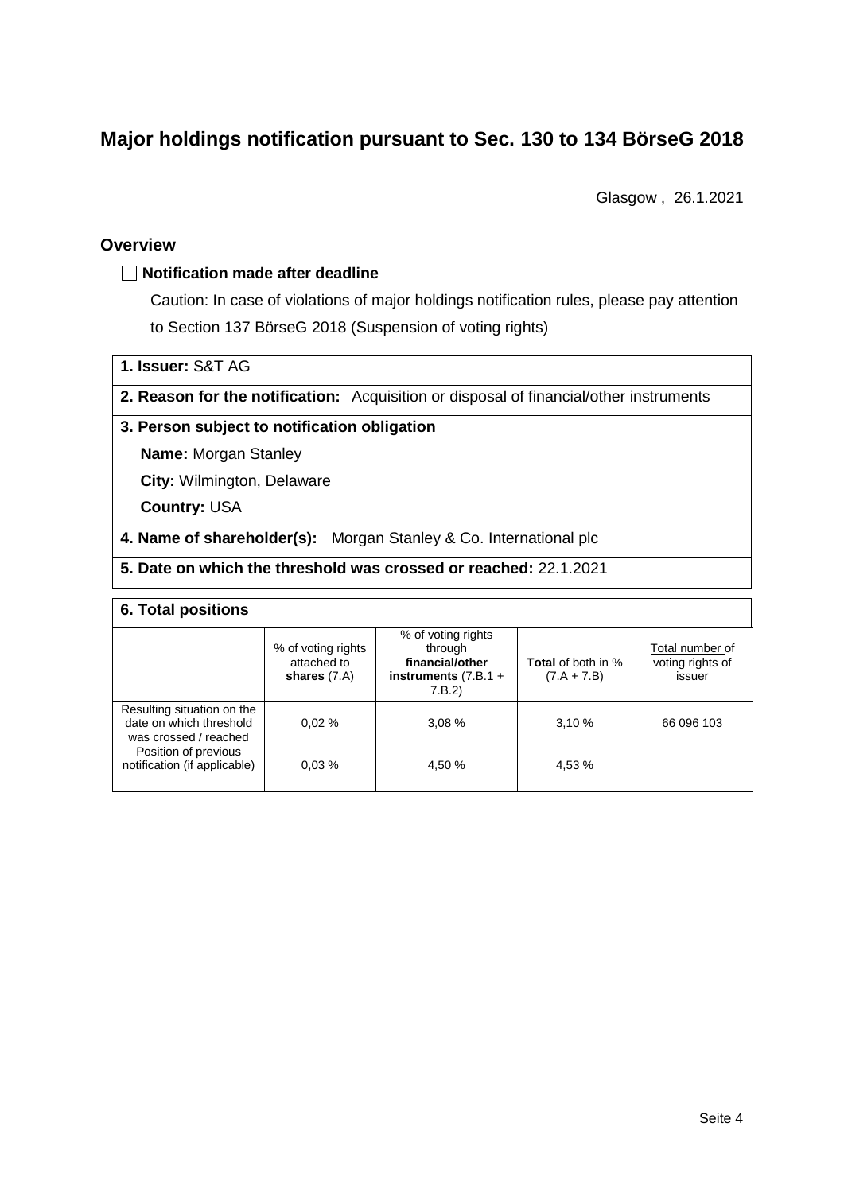# Major holdings notification pursuant to Sec. 130 to 134 BörseG 2018

Glasgow , 26.1.2021

## Overview

☐ **Notification made after deadline**

Caution: In case of violations of major holdings notification rules, please pay attention to Section 137 BörseG 2018 (Suspension of voting rights)

**1. Issuer:** S&T AG

**2. Reason for the notification:** Acquisition or disposal of financial/other instruments

**3. Person subject to notification obligation**

**Name:** Morgan Stanley

**City:** Wilmington, Delaware

**Country:** USA

**4. Name of shareholder(s):** Morgan Stanley & Co. International plc

**5. Date on which the threshold was crossed or reached:** 22.1.2021

**6. Total positions**

| | % of voting rights attached to **shares** (7.A) | % of voting rights through **financial/other instruments** (7.B.1 + 7.B.2) | **Total** of both in % (7.A + 7.B) | Total number of voting rights of issuer |
|---|---|---|---|---|
| Resulting situation on the date on which threshold was crossed / reached | 0,02 % | 3,08 % | 3,10 % | 66 096 103 |
| Position of previous notification (if applicable) | 0,03 % | 4,50 % | 4,53 % | |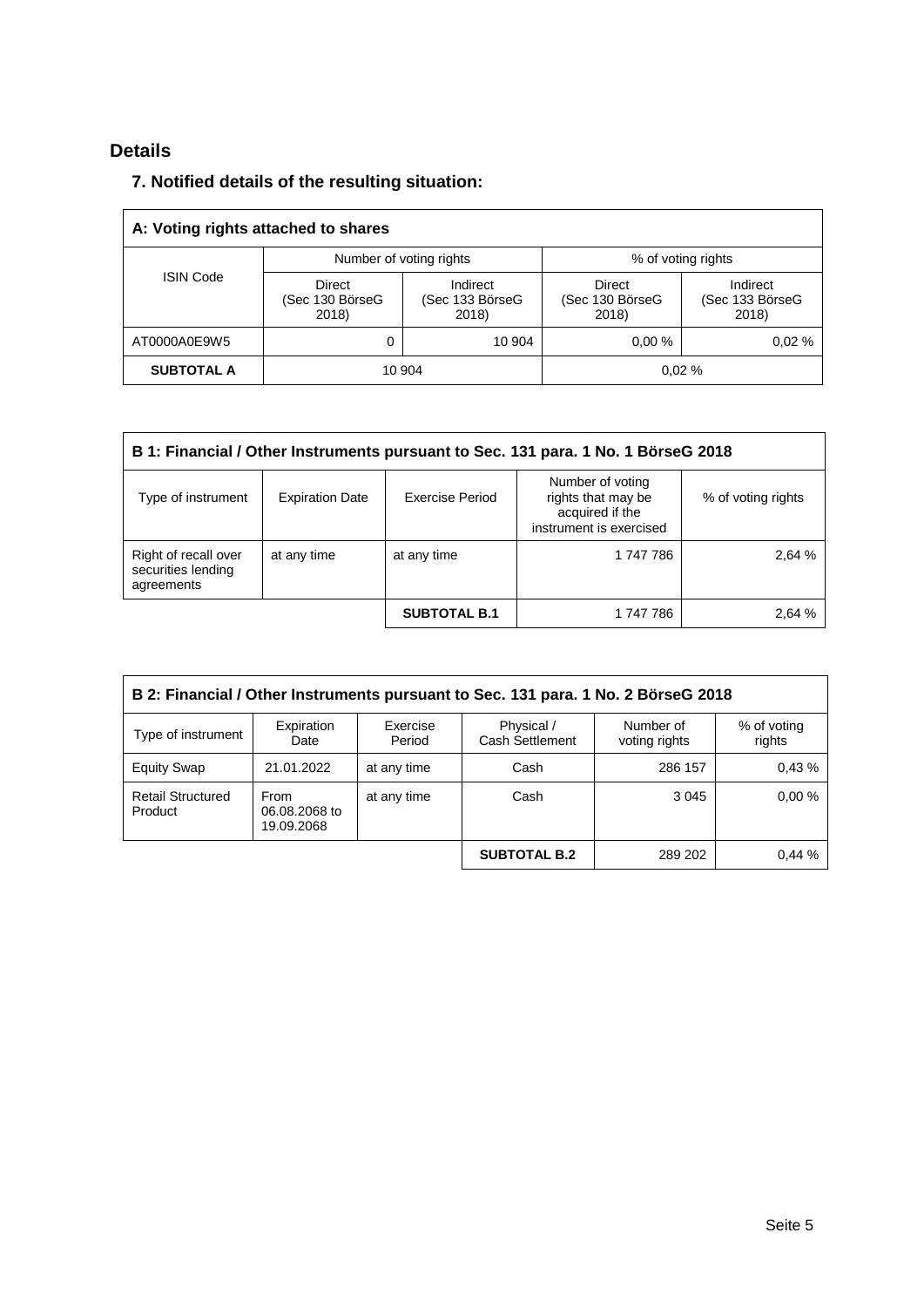## Details

### 7. Notified details of the resulting situation:

| A: Voting rights attached to shares | | | | |
|---|---|---|---|---|
| ISIN Code | Number of voting rights | | % of voting rights | |
| | Direct (Sec 130 BörseG 2018) | Indirect (Sec 133 BörseG 2018) | Direct (Sec 130 BörseG 2018) | Indirect (Sec 133 BörseG 2018) |
| AT0000A0E9W5 | 0 | 10 904 | 0,00 % | 0,02 % |
| **SUBTOTAL A** | 10 904 | | 0,02 % | |

| B 1: Financial / Other Instruments pursuant to Sec. 131 para. 1 No. 1 BörseG 2018 | | | | |
|---|---|---|---|---|
| Type of instrument | Expiration Date | Exercise Period | Number of voting rights that may be acquired if the instrument is exercised | % of voting rights |
| Right of recall over securities lending agreements | at any time | at any time | 1 747 786 | 2,64 % |
| | | **SUBTOTAL B.1** | 1 747 786 | 2,64 % |

| B 2: Financial / Other Instruments pursuant to Sec. 131 para. 1 No. 2 BörseG 2018 | | | | | |
|---|---|---|---|---|---|
| Type of instrument | Expiration Date | Exercise Period | Physical / Cash Settlement | Number of voting rights | % of voting rights |
| Equity Swap | 21.01.2022 | at any time | Cash | 286 157 | 0,43 % |
| Retail Structured Product | From 06.08.2068 to 19.09.2068 | at any time | Cash | 3 045 | 0,00 % |
| | | | **SUBTOTAL B.2** | 289 202 | 0,44 % |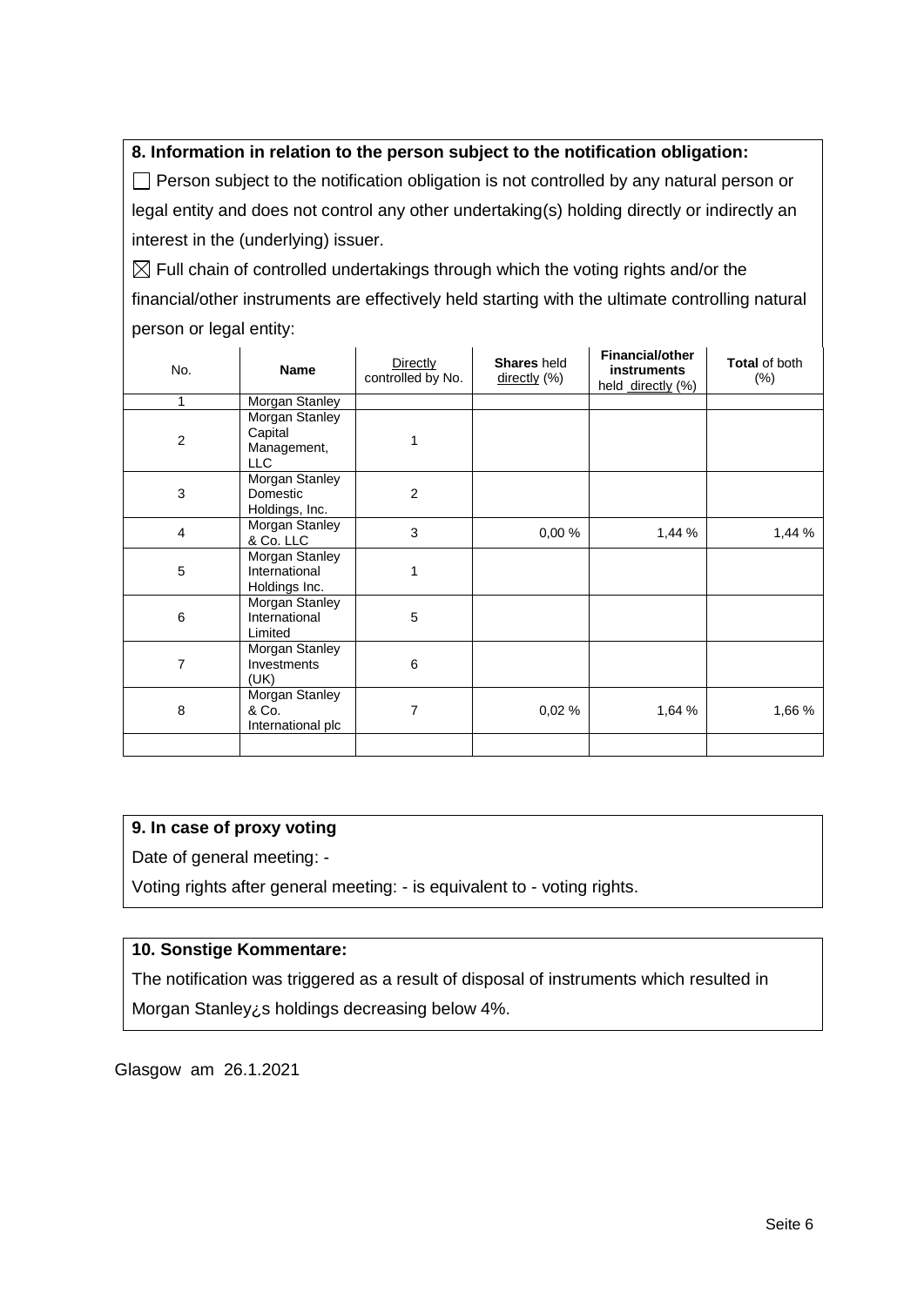**8. Information in relation to the person subject to the notification obligation:**

☐ Person subject to the notification obligation is not controlled by any natural person or legal entity and does not control any other undertaking(s) holding directly or indirectly an interest in the (underlying) issuer.

☒ Full chain of controlled undertakings through which the voting rights and/or the financial/other instruments are effectively held starting with the ultimate controlling natural person or legal entity:

| No. | Name | Directly controlled by No. | **Shares** held directly (%) | **Financial/other instruments** held directly (%) | **Total** of both (%) |
|---|---|---|---|---|---|
| 1 | Morgan Stanley | | | | |
| 2 | Morgan Stanley Capital Management, LLC | 1 | | | |
| 3 | Morgan Stanley Domestic Holdings, Inc. | 2 | | | |
| 4 | Morgan Stanley & Co. LLC | 3 | 0,00 % | 1,44 % | 1,44 % |
| 5 | Morgan Stanley International Holdings Inc. | 1 | | | |
| 6 | Morgan Stanley International Limited | 5 | | | |
| 7 | Morgan Stanley Investments (UK) | 6 | | | |
| 8 | Morgan Stanley & Co. International plc | 7 | 0,02 % | 1,64 % | 1,66 % |
| | | | | | |

**9. In case of proxy voting**

Date of general meeting: -

Voting rights after general meeting: - is equivalent to - voting rights.

**10. Sonstige Kommentare:**

The notification was triggered as a result of disposal of instruments which resulted in Morgan Stanley¿s holdings decreasing below 4%.

Glasgow am 26.1.2021